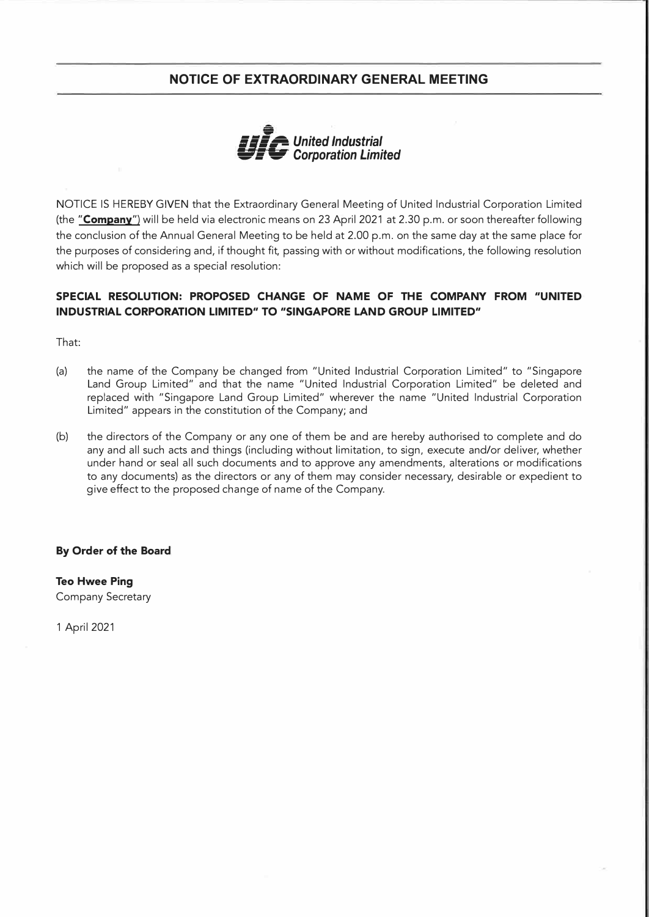# NOTICE OF EXTRAORDINARY GENERAL MEETING

**United Industrial Corporation Limited**

NOTICE IS HEREBY GIVEN that the Extraordinary General Meeting of United Industrial Corporation Limited (the "**Company**") will be held via electronic means on 23 April 2021 at 2.30 p.m. or soon thereafter following the conclusion of the Annual General Meeting to be held at 2.00 p.m. on the same day at the same place for the purposes of considering and, if thought fit, passing with or without modifications, the following resolution which will be proposed as a special resolution:

**SPECIAL RESOLUTION: PROPOSED CHANGE OF NAME OF THE COMPANY FROM "UNITED INDUSTRIAL CORPORATION LIMITED" TO "SINGAPORE LAND GROUP LIMITED"**

That:

(a) the name of the Company be changed from "United Industrial Corporation Limited" to "Singapore Land Group Limited" and that the name "United Industrial Corporation Limited" be deleted and replaced with "Singapore Land Group Limited" wherever the name "United Industrial Corporation Limited" appears in the constitution of the Company; and

(b) the directors of the Company or any one of them be and are hereby authorised to complete and do any and all such acts and things (including without limitation, to sign, execute and/or deliver, whether under hand or seal all such documents and to approve any amendments, alterations or modifications to any documents) as the directors or any of them may consider necessary, desirable or expedient to give effect to the proposed change of name of the Company.

**By Order of the Board**

**Teo Hwee Ping**
Company Secretary

1 April 2021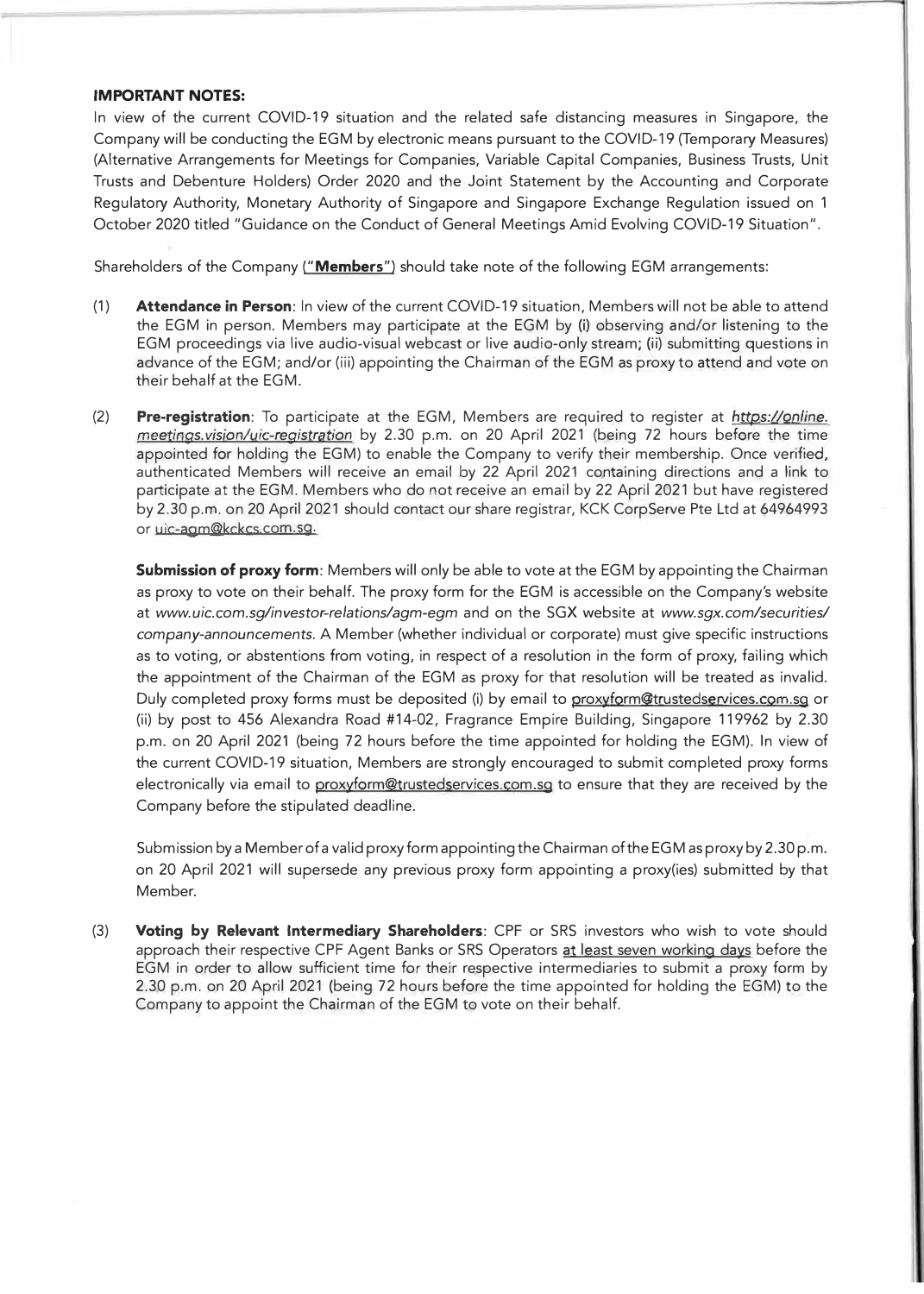**IMPORTANT NOTES:**

In view of the current COVID-19 situation and the related safe distancing measures in Singapore, the Company will be conducting the EGM by electronic means pursuant to the COVID-19 (Temporary Measures) (Alternative Arrangements for Meetings for Companies, Variable Capital Companies, Business Trusts, Unit Trusts and Debenture Holders) Order 2020 and the Joint Statement by the Accounting and Corporate Regulatory Authority, Monetary Authority of Singapore and Singapore Exchange Regulation issued on 1 October 2020 titled "Guidance on the Conduct of General Meetings Amid Evolving COVID-19 Situation".

Shareholders of the Company ("**Members**") should take note of the following EGM arrangements:

(1) **Attendance in Person**: In view of the current COVID-19 situation, Members will not be able to attend the EGM in person. Members may participate at the EGM by (i) observing and/or listening to the EGM proceedings via live audio-visual webcast or live audio-only stream; (ii) submitting questions in advance of the EGM; and/or (iii) appointing the Chairman of the EGM as proxy to attend and vote on their behalf at the EGM.

(2) **Pre-registration**: To participate at the EGM, Members are required to register at *https://online.meetings.vision/uic-registration* by 2.30 p.m. on 20 April 2021 (being 72 hours before the time appointed for holding the EGM) to enable the Company to verify their membership. Once verified, authenticated Members will receive an email by 22 April 2021 containing directions and a link to participate at the EGM. Members who do not receive an email by 22 April 2021 but have registered by 2.30 p.m. on 20 April 2021 should contact our share registrar, KCK CorpServe Pte Ltd at 64964993 or uic-agm@kckcs.com.sg.

**Submission of proxy form**: Members will only be able to vote at the EGM by appointing the Chairman as proxy to vote on their behalf. The proxy form for the EGM is accessible on the Company's website at *www.uic.com.sg/investor-relations/agm-egm* and on the SGX website at *www.sgx.com/securities/company-announcements*. A Member (whether individual or corporate) must give specific instructions as to voting, or abstentions from voting, in respect of a resolution in the form of proxy, failing which the appointment of the Chairman of the EGM as proxy for that resolution will be treated as invalid. Duly completed proxy forms must be deposited (i) by email to proxyform@trustedservices.com.sg or (ii) by post to 456 Alexandra Road #14-02, Fragrance Empire Building, Singapore 119962 by 2.30 p.m. on 20 April 2021 (being 72 hours before the time appointed for holding the EGM). In view of the current COVID-19 situation, Members are strongly encouraged to submit completed proxy forms electronically via email to proxyform@trustedservices.com.sg to ensure that they are received by the Company before the stipulated deadline.

Submission by a Member of a valid proxy form appointing the Chairman of the EGM as proxy by 2.30 p.m. on 20 April 2021 will supersede any previous proxy form appointing a proxy(ies) submitted by that Member.

(3) **Voting by Relevant Intermediary Shareholders**: CPF or SRS investors who wish to vote should approach their respective CPF Agent Banks or SRS Operators at least seven working days before the EGM in order to allow sufficient time for their respective intermediaries to submit a proxy form by 2.30 p.m. on 20 April 2021 (being 72 hours before the time appointed for holding the EGM) to the Company to appoint the Chairman of the EGM to vote on their behalf.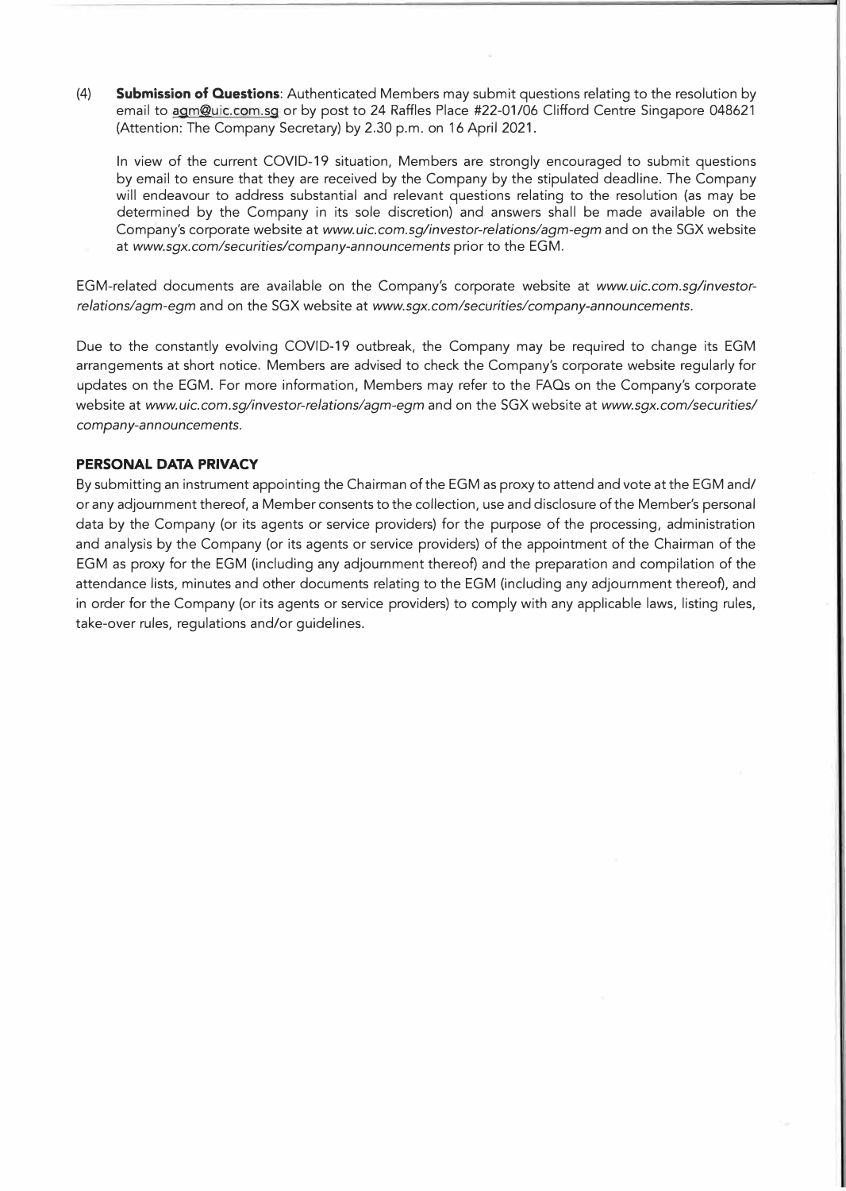(4) **Submission of Questions**: Authenticated Members may submit questions relating to the resolution by email to agm@uic.com.sg or by post to 24 Raffles Place #22-01/06 Clifford Centre Singapore 048621 (Attention: The Company Secretary) by 2.30 p.m. on 16 April 2021.

In view of the current COVID-19 situation, Members are strongly encouraged to submit questions by email to ensure that they are received by the Company by the stipulated deadline. The Company will endeavour to address substantial and relevant questions relating to the resolution (as may be determined by the Company in its sole discretion) and answers shall be made available on the Company's corporate website at *www.uic.com.sg/investor-relations/agm-egm* and on the SGX website at *www.sgx.com/securities/company-announcements* prior to the EGM.

EGM-related documents are available on the Company's corporate website at *www.uic.com.sg/investor-relations/agm-egm* and on the SGX website at *www.sgx.com/securities/company-announcements*.

Due to the constantly evolving COVID-19 outbreak, the Company may be required to change its EGM arrangements at short notice. Members are advised to check the Company's corporate website regularly for updates on the EGM. For more information, Members may refer to the FAQs on the Company's corporate website at *www.uic.com.sg/investor-relations/agm-egm* and on the SGX website at *www.sgx.com/securities/company-announcements*.

**PERSONAL DATA PRIVACY**

By submitting an instrument appointing the Chairman of the EGM as proxy to attend and vote at the EGM and/or any adjournment thereof, a Member consents to the collection, use and disclosure of the Member's personal data by the Company (or its agents or service providers) for the purpose of the processing, administration and analysis by the Company (or its agents or service providers) of the appointment of the Chairman of the EGM as proxy for the EGM (including any adjournment thereof) and the preparation and compilation of the attendance lists, minutes and other documents relating to the EGM (including any adjournment thereof), and in order for the Company (or its agents or service providers) to comply with any applicable laws, listing rules, take-over rules, regulations and/or guidelines.